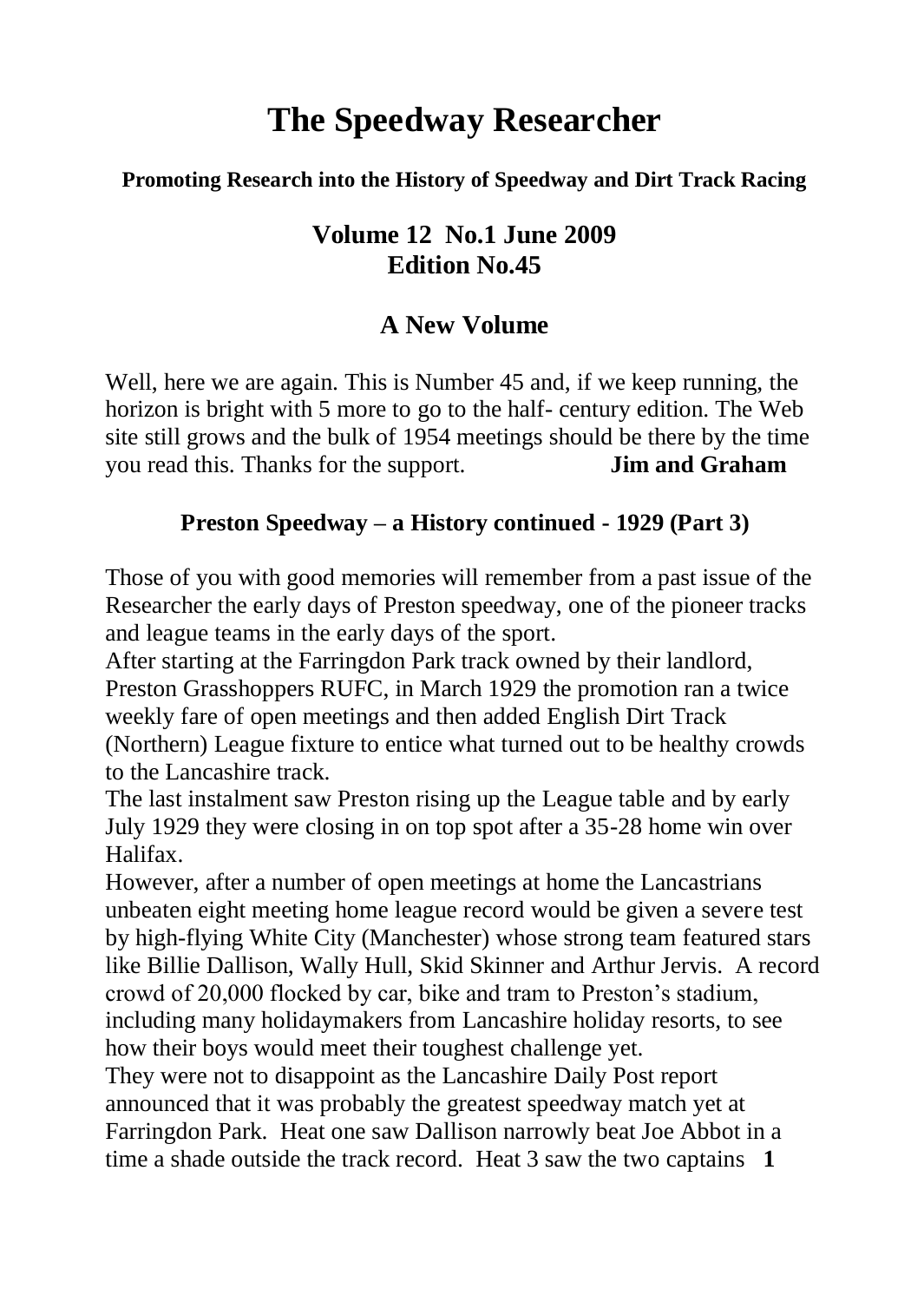# The Speedway Researcher

**Promoting Research into the History of Speedway and Dirt Track Racing**

## Volume 12 No.1 June 2009
## Edition No.45

## A New Volume

Well, here we are again. This is Number 45 and, if we keep running, the horizon is bright with 5 more to go to the half- century edition. The Web site still grows and the bulk of 1954 meetings should be there by the time you read this. Thanks for the support. **Jim and Graham**

### Preston Speedway – a History continued - 1929 (Part 3)

Those of you with good memories will remember from a past issue of the Researcher the early days of Preston speedway, one of the pioneer tracks and league teams in the early days of the sport.

After starting at the Farringdon Park track owned by their landlord, Preston Grasshoppers RUFC, in March 1929 the promotion ran a twice weekly fare of open meetings and then added English Dirt Track (Northern) League fixture to entice what turned out to be healthy crowds to the Lancashire track.

The last instalment saw Preston rising up the League table and by early July 1929 they were closing in on top spot after a 35-28 home win over Halifax.

However, after a number of open meetings at home the Lancastrians unbeaten eight meeting home league record would be given a severe test by high-flying White City (Manchester) whose strong team featured stars like Billie Dallison, Wally Hull, Skid Skinner and Arthur Jervis. A record crowd of 20,000 flocked by car, bike and tram to Preston's stadium, including many holidaymakers from Lancashire holiday resorts, to see how their boys would meet their toughest challenge yet.

They were not to disappoint as the Lancashire Daily Post report announced that it was probably the greatest speedway match yet at Farringdon Park. Heat one saw Dallison narrowly beat Joe Abbot in a time a shade outside the track record. Heat 3 saw the two captains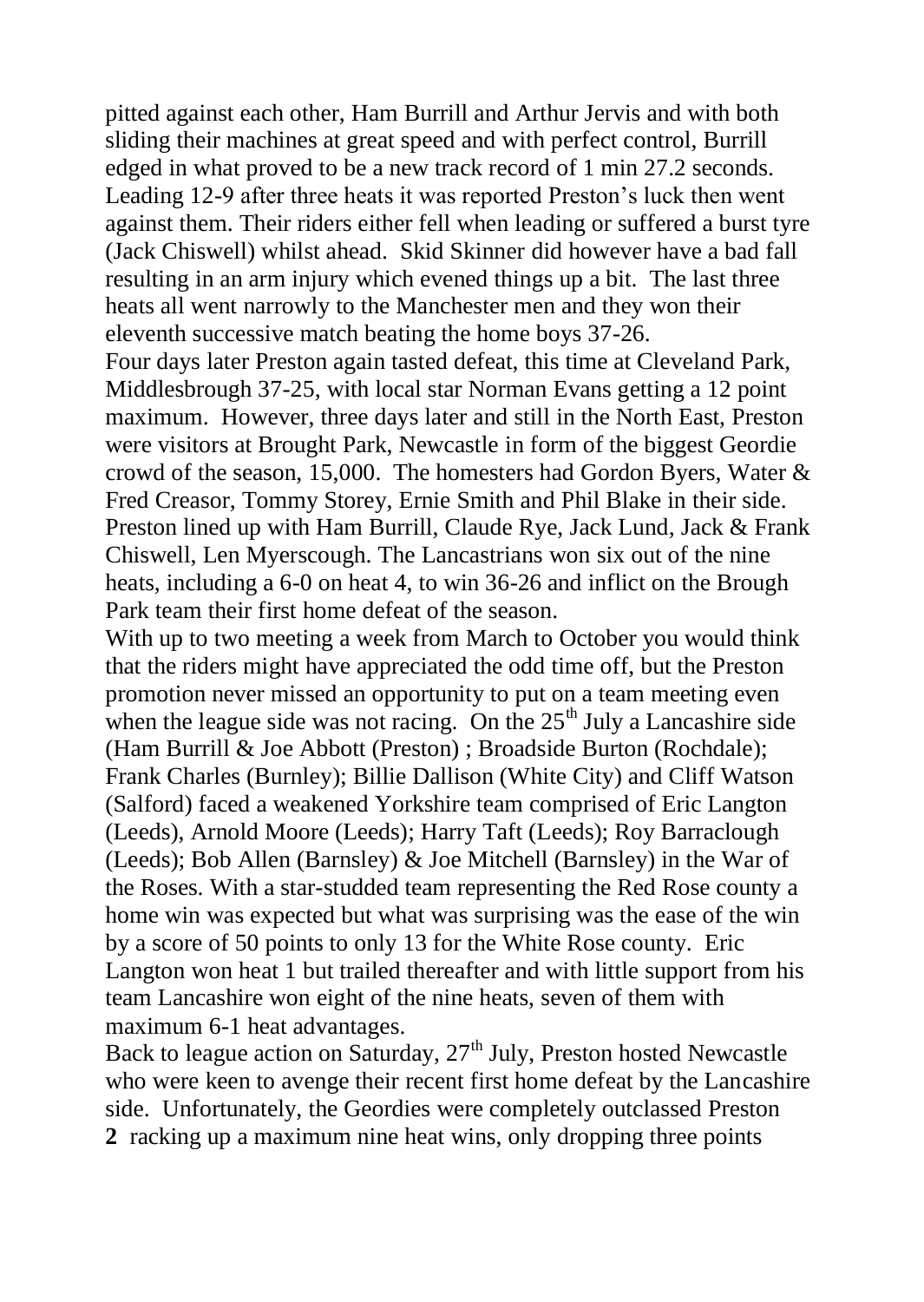pitted against each other, Ham Burrill and Arthur Jervis and with both sliding their machines at great speed and with perfect control, Burrill edged in what proved to be a new track record of 1 min 27.2 seconds. Leading 12-9 after three heats it was reported Preston's luck then went against them. Their riders either fell when leading or suffered a burst tyre (Jack Chiswell) whilst ahead. Skid Skinner did however have a bad fall resulting in an arm injury which evened things up a bit. The last three heats all went narrowly to the Manchester men and they won their eleventh successive match beating the home boys 37-26.

Four days later Preston again tasted defeat, this time at Cleveland Park, Middlesbrough 37-25, with local star Norman Evans getting a 12 point maximum. However, three days later and still in the North East, Preston were visitors at Brought Park, Newcastle in form of the biggest Geordie crowd of the season, 15,000. The homesters had Gordon Byers, Water & Fred Creasor, Tommy Storey, Ernie Smith and Phil Blake in their side. Preston lined up with Ham Burrill, Claude Rye, Jack Lund, Jack & Frank Chiswell, Len Myerscough. The Lancastrians won six out of the nine heats, including a 6-0 on heat 4, to win 36-26 and inflict on the Brough Park team their first home defeat of the season.

With up to two meeting a week from March to October you would think that the riders might have appreciated the odd time off, but the Preston promotion never missed an opportunity to put on a team meeting even when the league side was not racing. On the 25th July a Lancashire side (Ham Burrill & Joe Abbott (Preston) ; Broadside Burton (Rochdale); Frank Charles (Burnley); Billie Dallison (White City) and Cliff Watson (Salford) faced a weakened Yorkshire team comprised of Eric Langton (Leeds), Arnold Moore (Leeds); Harry Taft (Leeds); Roy Barraclough (Leeds); Bob Allen (Barnsley) & Joe Mitchell (Barnsley) in the War of the Roses. With a star-studded team representing the Red Rose county a home win was expected but what was surprising was the ease of the win by a score of 50 points to only 13 for the White Rose county. Eric Langton won heat 1 but trailed thereafter and with little support from his team Lancashire won eight of the nine heats, seven of them with maximum 6-1 heat advantages.

Back to league action on Saturday, 27th July, Preston hosted Newcastle who were keen to avenge their recent first home defeat by the Lancashire side. Unfortunately, the Geordies were completely outclassed Preston racking up a maximum nine heat wins, only dropping three points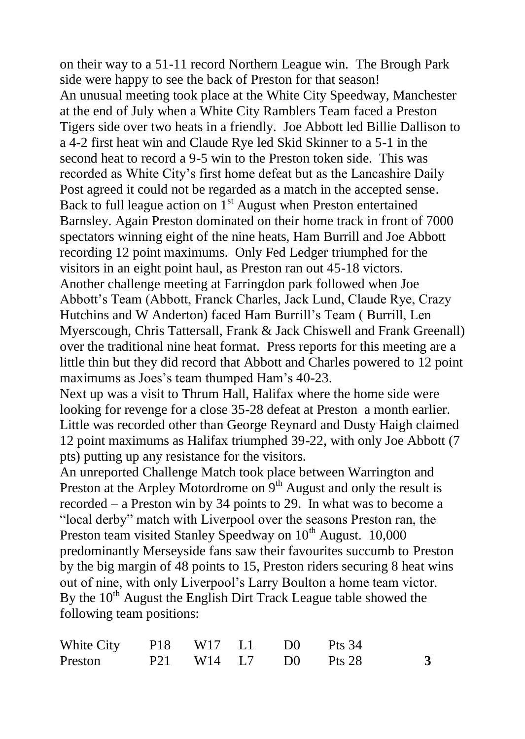on their way to a 51-11 record Northern League win. The Brough Park side were happy to see the back of Preston for that season!

An unusual meeting took place at the White City Speedway, Manchester at the end of July when a White City Ramblers Team faced a Preston Tigers side over two heats in a friendly. Joe Abbott led Billie Dallison to a 4-2 first heat win and Claude Rye led Skid Skinner to a 5-1 in the second heat to record a 9-5 win to the Preston token side. This was recorded as White City's first home defeat but as the Lancashire Daily Post agreed it could not be regarded as a match in the accepted sense.

Back to full league action on 1st August when Preston entertained Barnsley. Again Preston dominated on their home track in front of 7000 spectators winning eight of the nine heats, Ham Burrill and Joe Abbott recording 12 point maximums. Only Fed Ledger triumphed for the visitors in an eight point haul, as Preston ran out 45-18 victors.

Another challenge meeting at Farringdon park followed when Joe Abbott's Team (Abbott, Franck Charles, Jack Lund, Claude Rye, Crazy Hutchins and W Anderton) faced Ham Burrill's Team ( Burrill, Len Myerscough, Chris Tattersall, Frank & Jack Chiswell and Frank Greenall) over the traditional nine heat format. Press reports for this meeting are a little thin but they did record that Abbott and Charles powered to 12 point maximums as Joes's team thumped Ham's 40-23.

Next up was a visit to Thrum Hall, Halifax where the home side were looking for revenge for a close 35-28 defeat at Preston a month earlier. Little was recorded other than George Reynard and Dusty Haigh claimed 12 point maximums as Halifax triumphed 39-22, with only Joe Abbott (7 pts) putting up any resistance for the visitors.

An unreported Challenge Match took place between Warrington and Preston at the Arpley Motordrome on 9th August and only the result is recorded – a Preston win by 34 points to 29. In what was to become a "local derby" match with Liverpool over the seasons Preston ran, the Preston team visited Stanley Speedway on 10th August. 10,000 predominantly Merseyside fans saw their favourites succumb to Preston by the big margin of 48 points to 15, Preston riders securing 8 heat wins out of nine, with only Liverpool's Larry Boulton a home team victor.

By the 10th August the English Dirt Track League table showed the following team positions:

| Team | P | W | L | D | Pts |
|---|---|---|---|---|---|
| White City | P18 | W17 | L1 | D0 | Pts 34 |
| Preston | P21 | W14 | L7 | D0 | Pts 28 |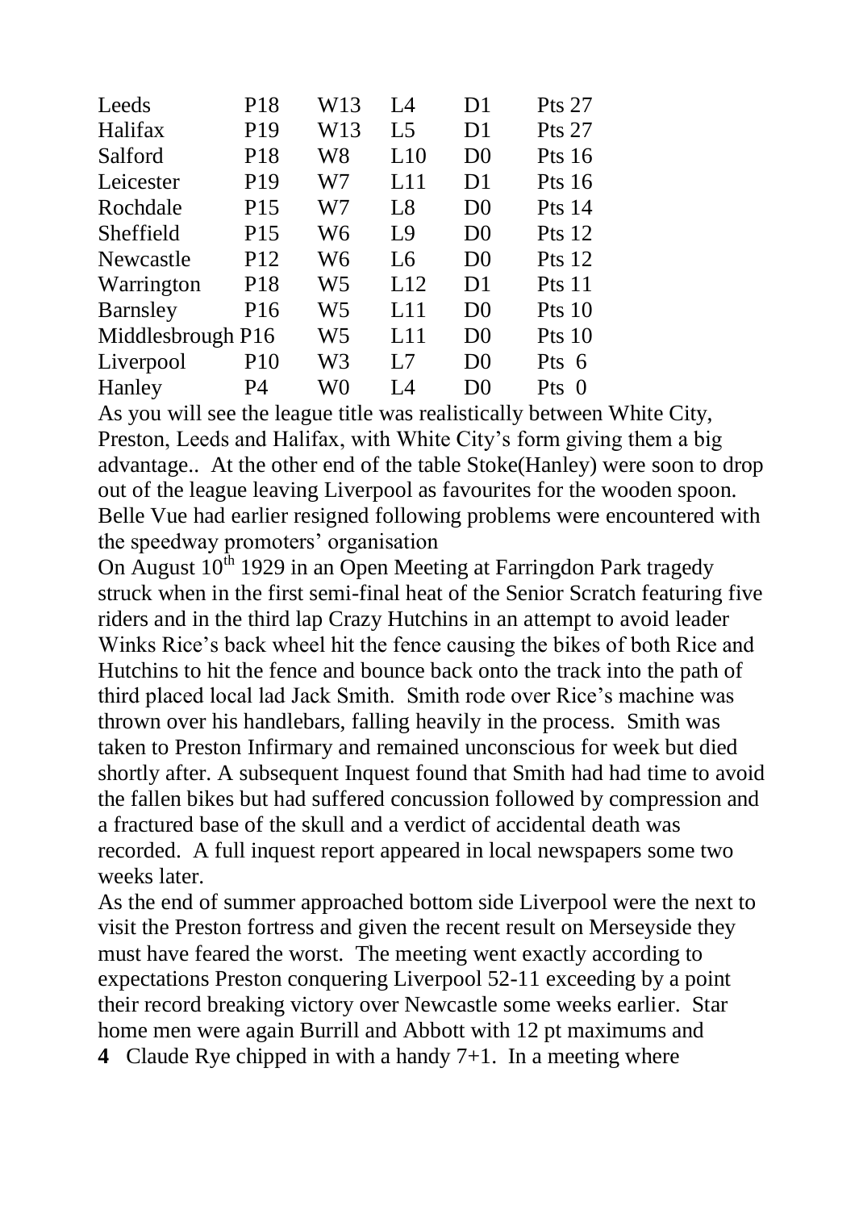| | | | | | |
|---|---|---|---|---|---|
| Leeds | P18 | W13 | L4 | D1 | Pts 27 |
| Halifax | P19 | W13 | L5 | D1 | Pts 27 |
| Salford | P18 | W8 | L10 | D0 | Pts 16 |
| Leicester | P19 | W7 | L11 | D1 | Pts 16 |
| Rochdale | P15 | W7 | L8 | D0 | Pts 14 |
| Sheffield | P15 | W6 | L9 | D0 | Pts 12 |
| Newcastle | P12 | W6 | L6 | D0 | Pts 12 |
| Warrington | P18 | W5 | L12 | D1 | Pts 11 |
| Barnsley | P16 | W5 | L11 | D0 | Pts 10 |
| Middlesbrough | P16 | W5 | L11 | D0 | Pts 10 |
| Liverpool | P10 | W3 | L7 | D0 | Pts 6 |
| Hanley | P4 | W0 | L4 | D0 | Pts 0 |

As you will see the league title was realistically between White City, Preston, Leeds and Halifax, with White City's form giving them a big advantage.. At the other end of the table Stoke(Hanley) were soon to drop out of the league leaving Liverpool as favourites for the wooden spoon. Belle Vue had earlier resigned following problems were encountered with the speedway promoters' organisation

On August 10th 1929 in an Open Meeting at Farringdon Park tragedy struck when in the first semi-final heat of the Senior Scratch featuring five riders and in the third lap Crazy Hutchins in an attempt to avoid leader Winks Rice's back wheel hit the fence causing the bikes of both Rice and Hutchins to hit the fence and bounce back onto the track into the path of third placed local lad Jack Smith. Smith rode over Rice's machine was thrown over his handlebars, falling heavily in the process. Smith was taken to Preston Infirmary and remained unconscious for week but died shortly after. A subsequent Inquest found that Smith had had time to avoid the fallen bikes but had suffered concussion followed by compression and a fractured base of the skull and a verdict of accidental death was recorded. A full inquest report appeared in local newspapers some two weeks later.

As the end of summer approached bottom side Liverpool were the next to visit the Preston fortress and given the recent result on Merseyside they must have feared the worst. The meeting went exactly according to expectations Preston conquering Liverpool 52-11 exceeding by a point their record breaking victory over Newcastle some weeks earlier. Star home men were again Burrill and Abbott with 12 pt maximums and Claude Rye chipped in with a handy 7+1. In a meeting where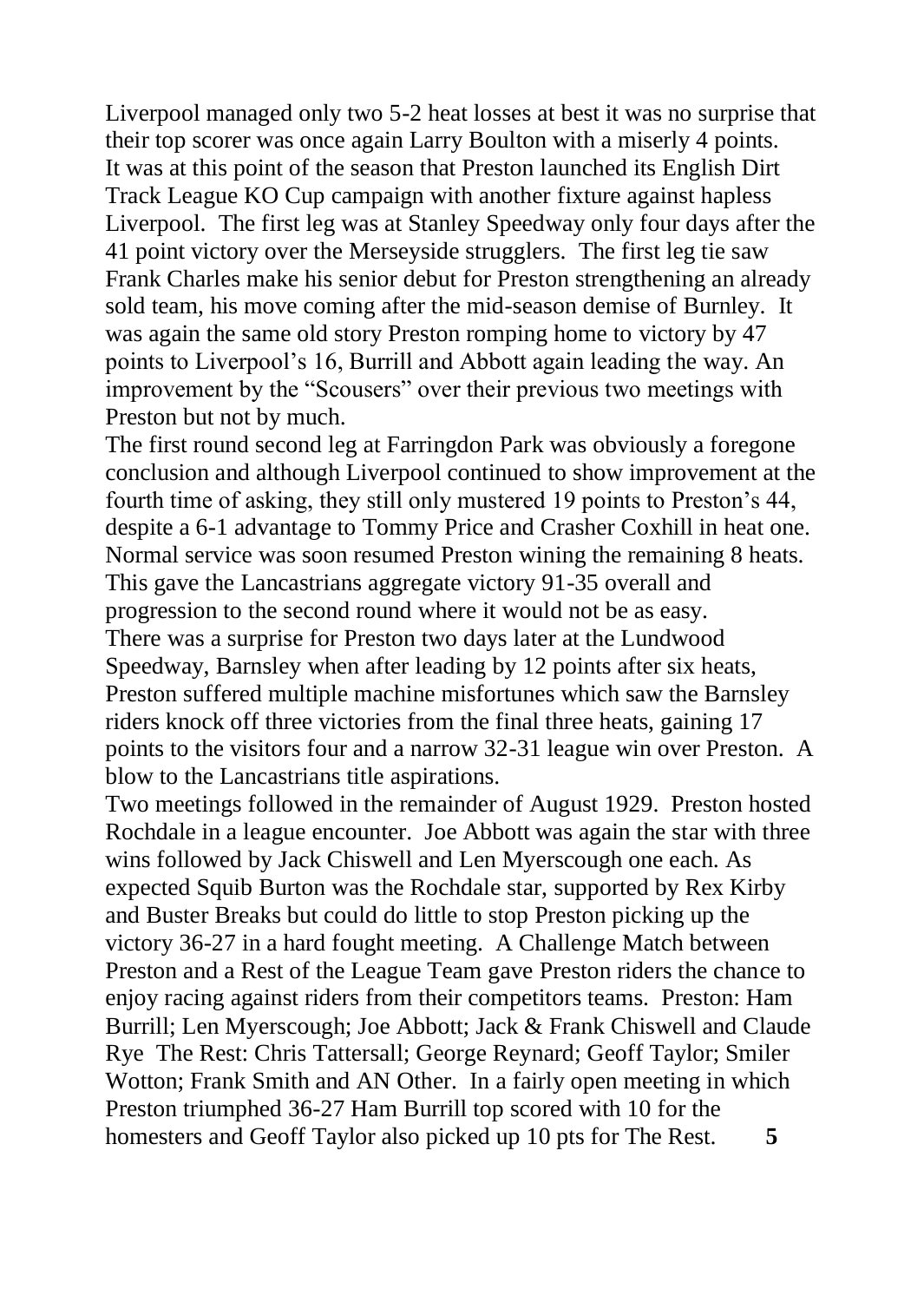Liverpool managed only two 5-2 heat losses at best it was no surprise that their top scorer was once again Larry Boulton with a miserly 4 points.
It was at this point of the season that Preston launched its English Dirt Track League KO Cup campaign with another fixture against hapless Liverpool. The first leg was at Stanley Speedway only four days after the 41 point victory over the Merseyside strugglers. The first leg tie saw Frank Charles make his senior debut for Preston strengthening an already sold team, his move coming after the mid-season demise of Burnley. It was again the same old story Preston romping home to victory by 47 points to Liverpool's 16, Burrill and Abbott again leading the way. An improvement by the "Scousers" over their previous two meetings with Preston but not by much.
The first round second leg at Farringdon Park was obviously a foregone conclusion and although Liverpool continued to show improvement at the fourth time of asking, they still only mustered 19 points to Preston's 44, despite a 6-1 advantage to Tommy Price and Crasher Coxhill in heat one. Normal service was soon resumed Preston wining the remaining 8 heats. This gave the Lancastrians aggregate victory 91-35 overall and progression to the second round where it would not be as easy.
There was a surprise for Preston two days later at the Lundwood Speedway, Barnsley when after leading by 12 points after six heats, Preston suffered multiple machine misfortunes which saw the Barnsley riders knock off three victories from the final three heats, gaining 17 points to the visitors four and a narrow 32-31 league win over Preston. A blow to the Lancastrians title aspirations.
Two meetings followed in the remainder of August 1929. Preston hosted Rochdale in a league encounter. Joe Abbott was again the star with three wins followed by Jack Chiswell and Len Myerscough one each. As expected Squib Burton was the Rochdale star, supported by Rex Kirby and Buster Breaks but could do little to stop Preston picking up the victory 36-27 in a hard fought meeting. A Challenge Match between Preston and a Rest of the League Team gave Preston riders the chance to enjoy racing against riders from their competitors teams. Preston: Ham Burrill; Len Myerscough; Joe Abbott; Jack & Frank Chiswell and Claude Rye The Rest: Chris Tattersall; George Reynard; Geoff Taylor; Smiler Wotton; Frank Smith and AN Other. In a fairly open meeting in which Preston triumphed 36-27 Ham Burrill top scored with 10 for the homesters and Geoff Taylor also picked up 10 pts for The Rest.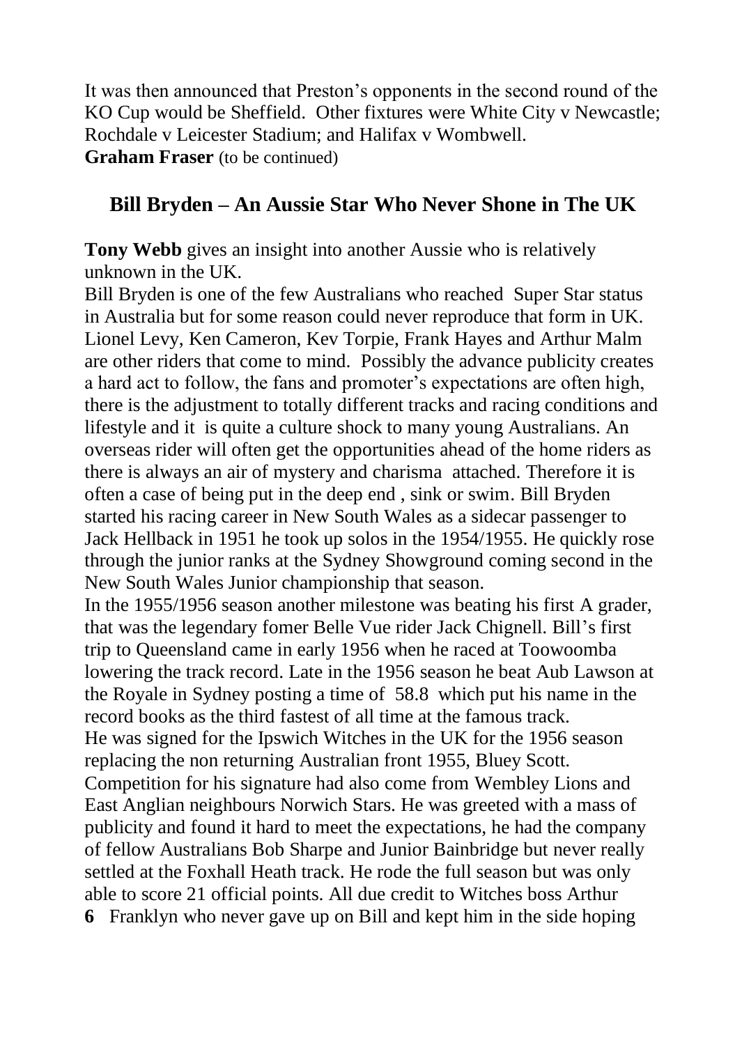It was then announced that Preston's opponents in the second round of the KO Cup would be Sheffield. Other fixtures were White City v Newcastle; Rochdale v Leicester Stadium; and Halifax v Wombwell.
**Graham Fraser** (to be continued)

## Bill Bryden – An Aussie Star Who Never Shone in The UK

**Tony Webb** gives an insight into another Aussie who is relatively unknown in the UK.
Bill Bryden is one of the few Australians who reached Super Star status in Australia but for some reason could never reproduce that form in UK. Lionel Levy, Ken Cameron, Kev Torpie, Frank Hayes and Arthur Malm are other riders that come to mind. Possibly the advance publicity creates a hard act to follow, the fans and promoter's expectations are often high, there is the adjustment to totally different tracks and racing conditions and lifestyle and it is quite a culture shock to many young Australians. An overseas rider will often get the opportunities ahead of the home riders as there is always an air of mystery and charisma attached. Therefore it is often a case of being put in the deep end , sink or swim. Bill Bryden started his racing career in New South Wales as a sidecar passenger to Jack Hellback in 1951 he took up solos in the 1954/1955. He quickly rose through the junior ranks at the Sydney Showground coming second in the New South Wales Junior championship that season.
In the 1955/1956 season another milestone was beating his first A grader, that was the legendary fomer Belle Vue rider Jack Chignell. Bill's first trip to Queensland came in early 1956 when he raced at Toowoomba lowering the track record. Late in the 1956 season he beat Aub Lawson at the Royale in Sydney posting a time of 58.8 which put his name in the record books as the third fastest of all time at the famous track.
He was signed for the Ipswich Witches in the UK for the 1956 season replacing the non returning Australian front 1955, Bluey Scott. Competition for his signature had also come from Wembley Lions and East Anglian neighbours Norwich Stars. He was greeted with a mass of publicity and found it hard to meet the expectations, he had the company of fellow Australians Bob Sharpe and Junior Bainbridge but never really settled at the Foxhall Heath track. He rode the full season but was only able to score 21 official points. All due credit to Witches boss Arthur Franklyn who never gave up on Bill and kept him in the side hoping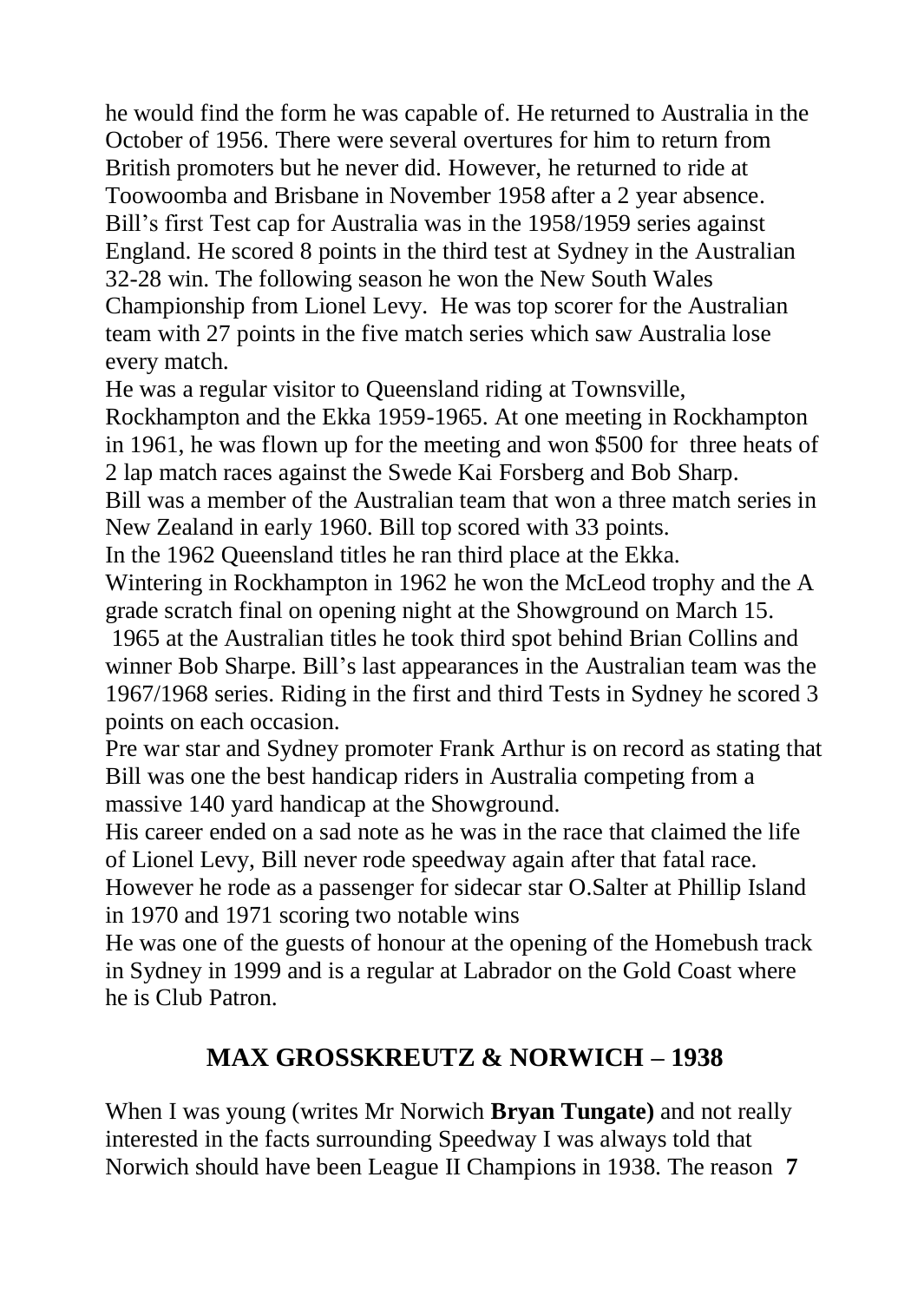he would find the form he was capable of. He returned to Australia in the October of 1956. There were several overtures for him to return from British promoters but he never did. However, he returned to ride at Toowoomba and Brisbane in November 1958 after a 2 year absence.
Bill's first Test cap for Australia was in the 1958/1959 series against England. He scored 8 points in the third test at Sydney in the Australian 32-28 win. The following season he won the New South Wales Championship from Lionel Levy. He was top scorer for the Australian team with 27 points in the five match series which saw Australia lose every match.
He was a regular visitor to Queensland riding at Townsville, Rockhampton and the Ekka 1959-1965. At one meeting in Rockhampton in 1961, he was flown up for the meeting and won $500 for three heats of 2 lap match races against the Swede Kai Forsberg and Bob Sharp.
Bill was a member of the Australian team that won a three match series in New Zealand in early 1960. Bill top scored with 33 points.
In the 1962 Queensland titles he ran third place at the Ekka.
Wintering in Rockhampton in 1962 he won the McLeod trophy and the A grade scratch final on opening night at the Showground on March 15.
1965 at the Australian titles he took third spot behind Brian Collins and winner Bob Sharpe. Bill's last appearances in the Australian team was the 1967/1968 series. Riding in the first and third Tests in Sydney he scored 3 points on each occasion.
Pre war star and Sydney promoter Frank Arthur is on record as stating that Bill was one the best handicap riders in Australia competing from a massive 140 yard handicap at the Showground.
His career ended on a sad note as he was in the race that claimed the life of Lionel Levy, Bill never rode speedway again after that fatal race.
However he rode as a passenger for sidecar star O.Salter at Phillip Island in 1970 and 1971 scoring two notable wins
He was one of the guests of honour at the opening of the Homebush track in Sydney in 1999 and is a regular at Labrador on the Gold Coast where he is Club Patron.

## MAX GROSSKREUTZ & NORWICH – 1938

When I was young (writes Mr Norwich **Bryan Tungate)** and not really interested in the facts surrounding Speedway I was always told that Norwich should have been League II Champions in 1938. The reason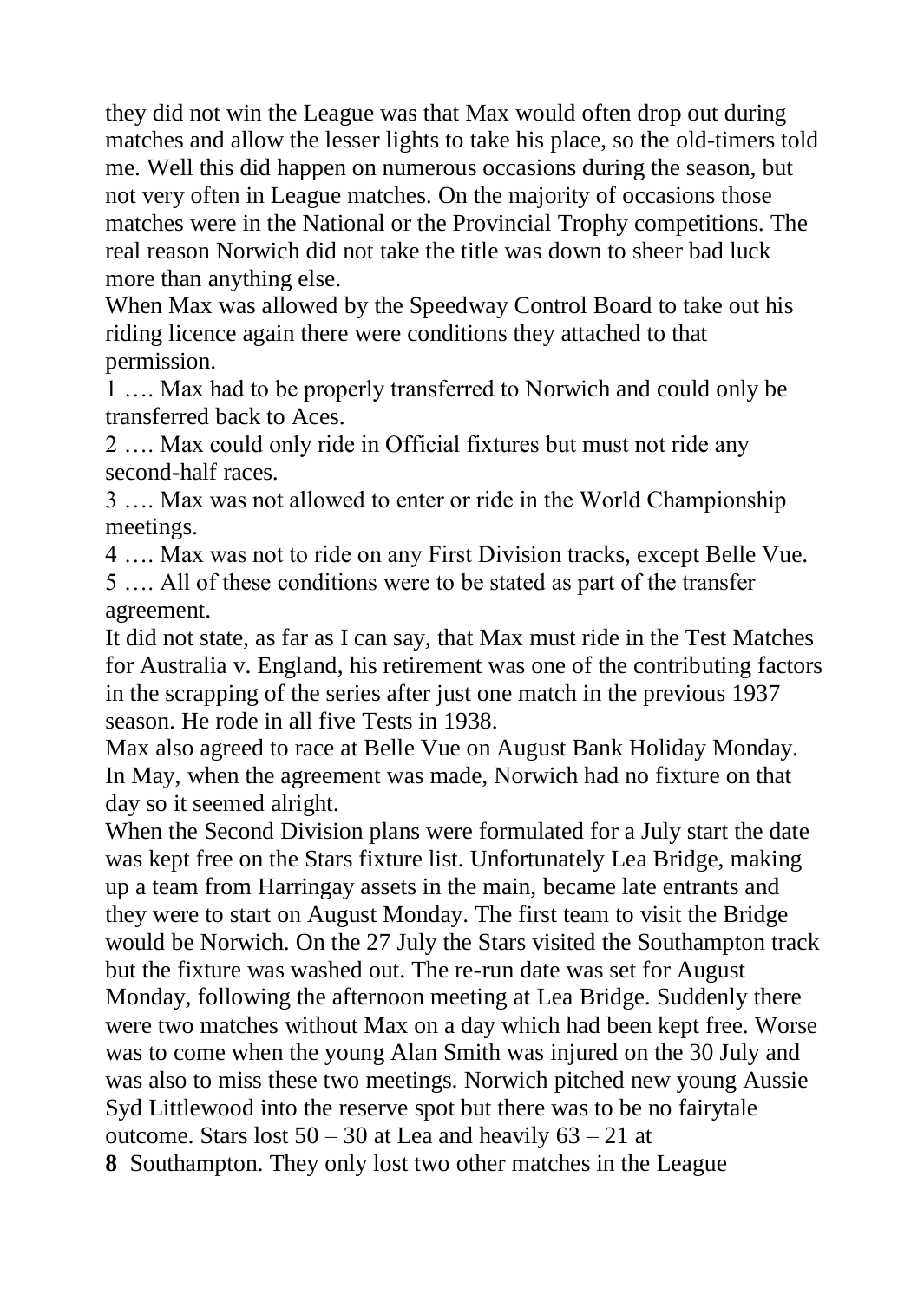they did not win the League was that Max would often drop out during matches and allow the lesser lights to take his place, so the old-timers told me. Well this did happen on numerous occasions during the season, but not very often in League matches. On the majority of occasions those matches were in the National or the Provincial Trophy competitions. The real reason Norwich did not take the title was down to sheer bad luck more than anything else.

When Max was allowed by the Speedway Control Board to take out his riding licence again there were conditions they attached to that permission.

1 …. Max had to be properly transferred to Norwich and could only be transferred back to Aces.

2 …. Max could only ride in Official fixtures but must not ride any second-half races.

3 …. Max was not allowed to enter or ride in the World Championship meetings.

4 …. Max was not to ride on any First Division tracks, except Belle Vue.

5 …. All of these conditions were to be stated as part of the transfer agreement.

It did not state, as far as I can say, that Max must ride in the Test Matches for Australia v. England, his retirement was one of the contributing factors in the scrapping of the series after just one match in the previous 1937 season. He rode in all five Tests in 1938.

Max also agreed to race at Belle Vue on August Bank Holiday Monday. In May, when the agreement was made, Norwich had no fixture on that day so it seemed alright.

When the Second Division plans were formulated for a July start the date was kept free on the Stars fixture list. Unfortunately Lea Bridge, making up a team from Harringay assets in the main, became late entrants and they were to start on August Monday. The first team to visit the Bridge would be Norwich. On the 27 July the Stars visited the Southampton track but the fixture was washed out. The re-run date was set for August Monday, following the afternoon meeting at Lea Bridge. Suddenly there were two matches without Max on a day which had been kept free. Worse was to come when the young Alan Smith was injured on the 30 July and was also to miss these two meetings. Norwich pitched new young Aussie Syd Littlewood into the reserve spot but there was to be no fairytale outcome. Stars lost 50 – 30 at Lea and heavily 63 – 21 at Southampton. They only lost two other matches in the League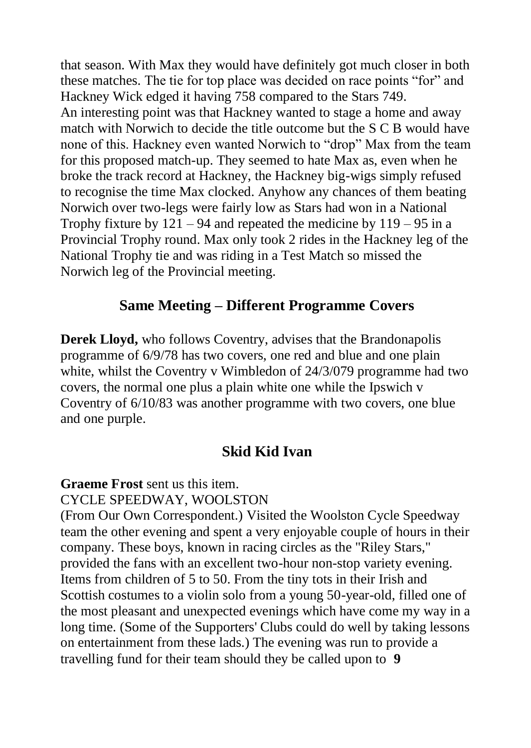that season. With Max they would have definitely got much closer in both these matches. The tie for top place was decided on race points "for" and Hackney Wick edged it having 758 compared to the Stars 749.
An interesting point was that Hackney wanted to stage a home and away match with Norwich to decide the title outcome but the S C B would have none of this. Hackney even wanted Norwich to "drop" Max from the team for this proposed match-up. They seemed to hate Max as, even when he broke the track record at Hackney, the Hackney big-wigs simply refused to recognise the time Max clocked. Anyhow any chances of them beating Norwich over two-legs were fairly low as Stars had won in a National Trophy fixture by 121 – 94 and repeated the medicine by 119 – 95 in a Provincial Trophy round. Max only took 2 rides in the Hackney leg of the National Trophy tie and was riding in a Test Match so missed the Norwich leg of the Provincial meeting.

## Same Meeting – Different Programme Covers

**Derek Lloyd,** who follows Coventry, advises that the Brandonapolis programme of 6/9/78 has two covers, one red and blue and one plain white, whilst the Coventry v Wimbledon of 24/3/079 programme had two covers, the normal one plus a plain white one while the Ipswich v Coventry of 6/10/83 was another programme with two covers, one blue and one purple.

## Skid Kid Ivan

**Graeme Frost** sent us this item.
CYCLE SPEEDWAY, WOOLSTON
(From Our Own Correspondent.) Visited the Woolston Cycle Speedway team the other evening and spent a very enjoyable couple of hours in their company. These boys, known in racing circles as the "Riley Stars," provided the fans with an excellent two-hour non-stop variety evening. Items from children of 5 to 50. From the tiny tots in their Irish and Scottish costumes to a violin solo from a young 50-year-old, filled one of the most pleasant and unexpected evenings which have come my way in a long time. (Some of the Supporters' Clubs could do well by taking lessons on entertainment from these lads.) The evening was run to provide a travelling fund for their team should they be called upon to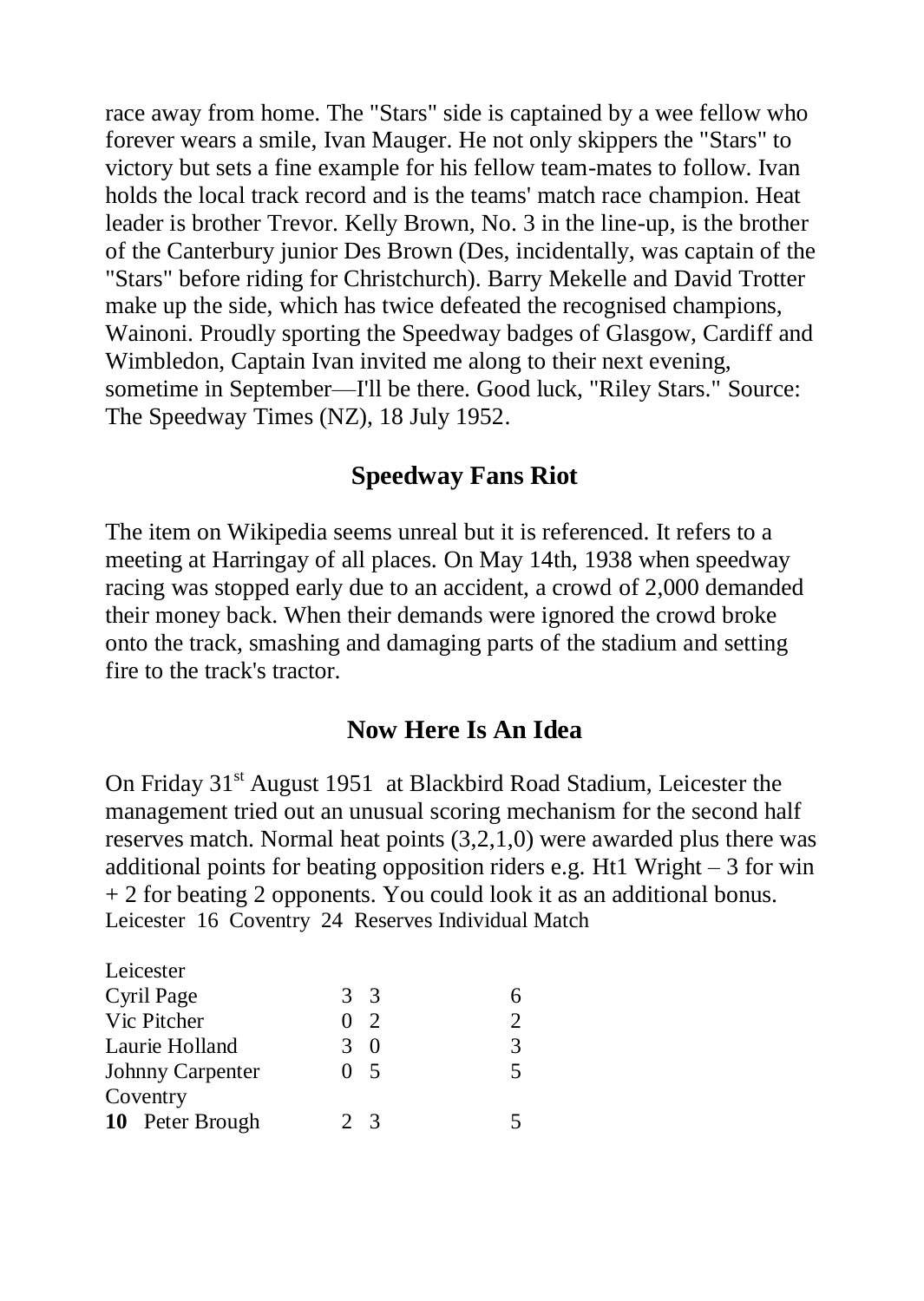race away from home. The "Stars" side is captained by a wee fellow who forever wears a smile, Ivan Mauger. He not only skippers the "Stars" to victory but sets a fine example for his fellow team-mates to follow. Ivan holds the local track record and is the teams' match race champion. Heat leader is brother Trevor. Kelly Brown, No. 3 in the line-up, is the brother of the Canterbury junior Des Brown (Des, incidentally, was captain of the "Stars" before riding for Christchurch). Barry Mekelle and David Trotter make up the side, which has twice defeated the recognised champions, Wainoni. Proudly sporting the Speedway badges of Glasgow, Cardiff and Wimbledon, Captain Ivan invited me along to their next evening, sometime in September—I'll be there. Good luck, "Riley Stars." Source: The Speedway Times (NZ), 18 July 1952.

## Speedway Fans Riot

The item on Wikipedia seems unreal but it is referenced. It refers to a meeting at Harringay of all places. On May 14th, 1938 when speedway racing was stopped early due to an accident, a crowd of 2,000 demanded their money back. When their demands were ignored the crowd broke onto the track, smashing and damaging parts of the stadium and setting fire to the track's tractor.

## Now Here Is An Idea

On Friday 31st August 1951 at Blackbird Road Stadium, Leicester the management tried out an unusual scoring mechanism for the second half reserves match. Normal heat points (3,2,1,0) were awarded plus there was additional points for beating opposition riders e.g. Ht1 Wright – 3 for win + 2 for beating 2 opponents. You could look it as an additional bonus.

Leicester 16 Coventry 24 Reserves Individual Match

| | | | |
|---|---|---|---|
| Leicester | | | |
| Cyril Page | 3 | 3 | 6 |
| Vic Pitcher | 0 | 2 | 2 |
| Laurie Holland | 3 | 0 | 3 |
| Johnny Carpenter | 0 | 5 | 5 |
| Coventry | | | |
| **10** Peter Brough | 2 | 3 | 5 |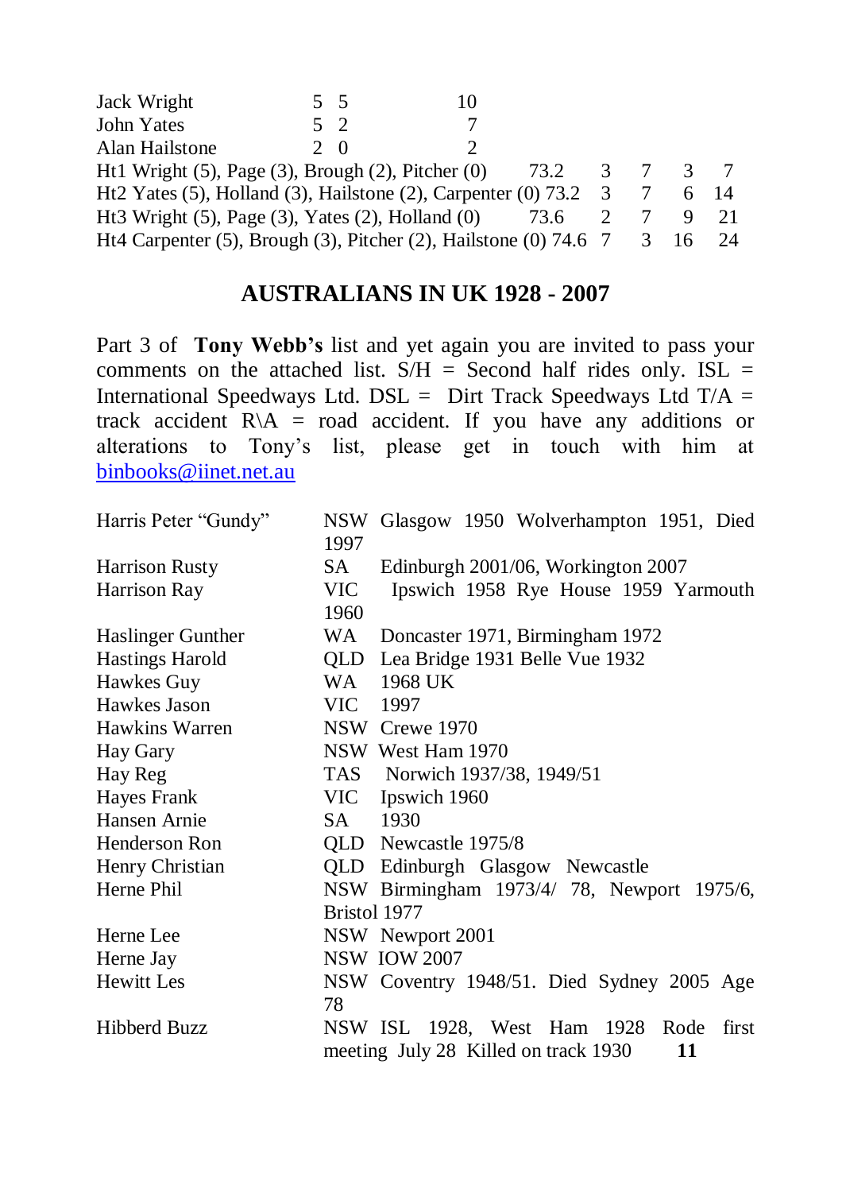| | | |
|---|---|---|
| Jack Wright | 5 5 | 10 |
| John Yates | 5 2 | 7 |
| Alan Hailstone | 2 0 | 2 |

| Heat | Time | | | | |
|---|---|---|---|---|---|
| Ht1 Wright (5), Page (3), Brough (2), Pitcher (0) | 73.2 | 3 | 7 | 3 | 7 |
| Ht2 Yates (5), Holland (3), Hailstone (2), Carpenter (0) | 73.2 | 3 | 7 | 6 | 14 |
| Ht3 Wright (5), Page (3), Yates (2), Holland (0) | 73.6 | 2 | 7 | 9 | 21 |
| Ht4 Carpenter (5), Brough (3), Pitcher (2), Hailstone (0) | 74.6 | 7 | 3 | 16 | 24 |

## AUSTRALIANS IN UK 1928 - 2007

Part 3 of **Tony Webb's** list and yet again you are invited to pass your comments on the attached list. S/H = Second half rides only. ISL = International Speedways Ltd. DSL = Dirt Track Speedways Ltd T/A = track accident R\A = road accident. If you have any additions or alterations to Tony's list, please get in touch with him at binbooks@iinet.net.au

| | |
|---|---|
| Harris Peter "Gundy" | NSW Glasgow 1950 Wolverhampton 1951, Died 1997 |
| Harrison Rusty | SA Edinburgh 2001/06, Workington 2007 |
| Harrison Ray | VIC Ipswich 1958 Rye House 1959 Yarmouth 1960 |
| Haslinger Gunther | WA Doncaster 1971, Birmingham 1972 |
| Hastings Harold | QLD Lea Bridge 1931 Belle Vue 1932 |
| Hawkes Guy | WA 1968 UK |
| Hawkes Jason | VIC 1997 |
| Hawkins Warren | NSW Crewe 1970 |
| Hay Gary | NSW West Ham 1970 |
| Hay Reg | TAS Norwich 1937/38, 1949/51 |
| Hayes Frank | VIC Ipswich 1960 |
| Hansen Arnie | SA 1930 |
| Henderson Ron | QLD Newcastle 1975/8 |
| Henry Christian | QLD Edinburgh Glasgow Newcastle |
| Herne Phil | NSW Birmingham 1973/4/ 78, Newport 1975/6, Bristol 1977 |
| Herne Lee | NSW Newport 2001 |
| Herne Jay | NSW IOW 2007 |
| Hewitt Les | NSW Coventry 1948/51. Died Sydney 2005 Age 78 |
| Hibberd Buzz | NSW ISL 1928, West Ham 1928 Rode first meeting July 28 Killed on track 1930 |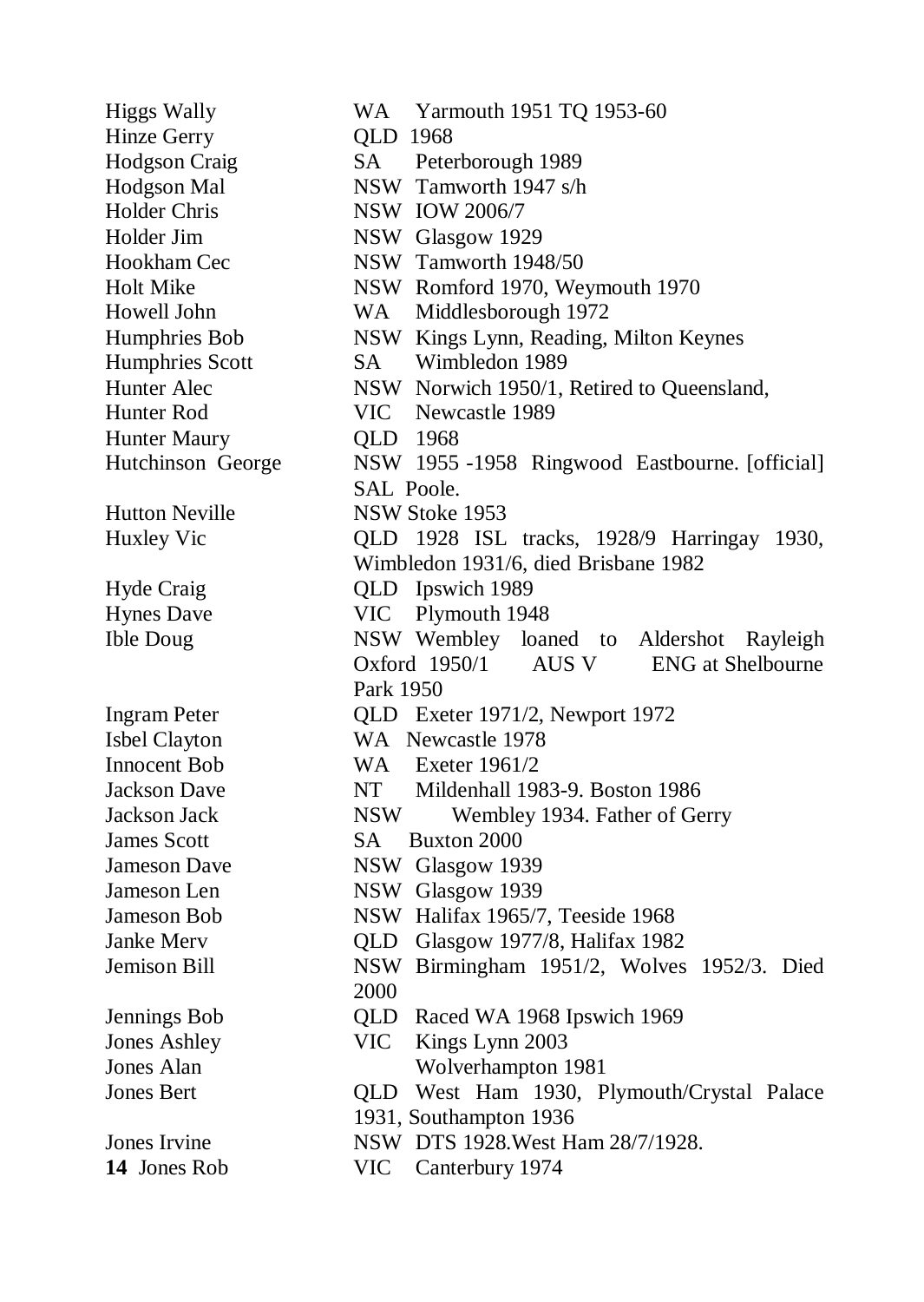Higgs Wally WA Yarmouth 1951 TQ 1953-60

Hinze Gerry QLD 1968

Hodgson Craig SA Peterborough 1989

Hodgson Mal NSW Tamworth 1947 s/h

Holder Chris NSW IOW 2006/7

Holder Jim NSW Glasgow 1929

Hookham Cec NSW Tamworth 1948/50

Holt Mike NSW Romford 1970, Weymouth 1970

Howell John WA Middlesborough 1972

Humphries Bob NSW Kings Lynn, Reading, Milton Keynes

Humphries Scott SA Wimbledon 1989

Hunter Alec NSW Norwich 1950/1, Retired to Queensland,

Hunter Rod VIC Newcastle 1989

Hunter Maury QLD 1968

Hutchinson George NSW 1955 -1958 Ringwood Eastbourne. [official] SAL Poole.

Hutton Neville NSW Stoke 1953

Huxley Vic QLD 1928 ISL tracks, 1928/9 Harringay 1930, Wimbledon 1931/6, died Brisbane 1982

Hyde Craig QLD Ipswich 1989

Hynes Dave VIC Plymouth 1948

Ible Doug NSW Wembley loaned to Aldershot Rayleigh Oxford 1950/1 AUS V ENG at Shelbourne Park 1950

Ingram Peter QLD Exeter 1971/2, Newport 1972

Isbel Clayton WA Newcastle 1978

Innocent Bob WA Exeter 1961/2

Jackson Dave NT Mildenhall 1983-9. Boston 1986

Jackson Jack NSW Wembley 1934. Father of Gerry

James Scott SA Buxton 2000

Jameson Dave NSW Glasgow 1939

Jameson Len NSW Glasgow 1939

Jameson Bob NSW Halifax 1965/7, Teeside 1968

Janke Merv QLD Glasgow 1977/8, Halifax 1982

Jemison Bill NSW Birmingham 1951/2, Wolves 1952/3. Died 2000

Jennings Bob QLD Raced WA 1968 Ipswich 1969

Jones Ashley VIC Kings Lynn 2003

Jones Alan Wolverhampton 1981

Jones Bert QLD West Ham 1930, Plymouth/Crystal Palace 1931, Southampton 1936

Jones Irvine NSW DTS 1928.West Ham 28/7/1928.

Jones Rob VIC Canterbury 1974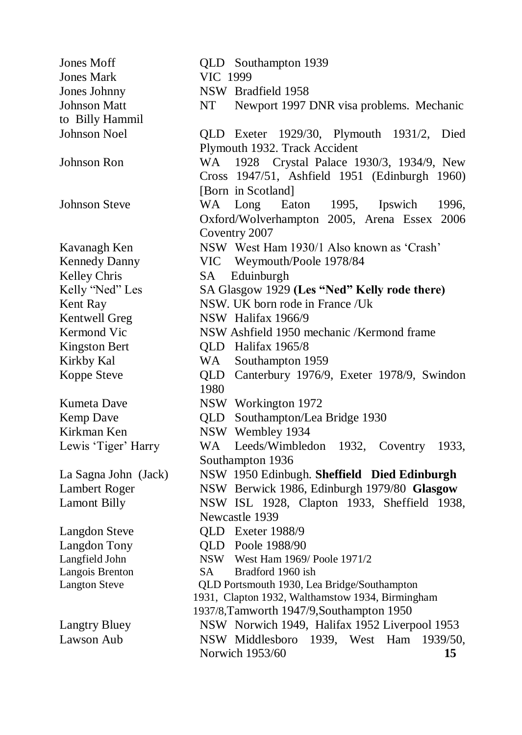| Name | Details |
|---|---|
| Jones Moff | QLD Southampton 1939 |
| Jones Mark | VIC 1999 |
| Jones Johnny | NSW Bradfield 1958 |
| Johnson Matt | NT Newport 1997 DNR visa problems. Mechanic to Billy Hammil |
| Johnson Noel | QLD Exeter 1929/30, Plymouth 1931/2, Died Plymouth 1932. Track Accident |
| Johnson Ron | WA 1928 Crystal Palace 1930/3, 1934/9, New Cross 1947/51, Ashfield 1951 (Edinburgh 1960) [Born in Scotland] |
| Johnson Steve | WA Long Eaton 1995, Ipswich 1996, Oxford/Wolverhampton 2005, Arena Essex 2006 Coventry 2007 |
| Kavanagh Ken | NSW West Ham 1930/1 Also known as 'Crash' |
| Kennedy Danny | VIC Weymouth/Poole 1978/84 |
| Kelley Chris | SA Eduinburgh |
| Kelly "Ned" Les | SA Glasgow 1929 **(Les "Ned" Kelly rode there)** |
| Kent Ray | NSW. UK born rode in France /Uk |
| Kentwell Greg | NSW Halifax 1966/9 |
| Kermond Vic | NSW Ashfield 1950 mechanic /Kermond frame |
| Kingston Bert | QLD Halifax 1965/8 |
| Kirkby Kal | WA Southampton 1959 |
| Koppe Steve | QLD Canterbury 1976/9, Exeter 1978/9, Swindon 1980 |
| Kumeta Dave | NSW Workington 1972 |
| Kemp Dave | QLD Southampton/Lea Bridge 1930 |
| Kirkman Ken | NSW Wembley 1934 |
| Lewis 'Tiger' Harry | WA Leeds/Wimbledon 1932, Coventry 1933, Southampton 1936 |
| La Sagna John (Jack) | NSW 1950 Edinbugh. **Sheffield Died Edinburgh** |
| Lambert Roger | NSW Berwick 1986, Edinburgh 1979/80 **Glasgow** |
| Lamont Billy | NSW ISL 1928, Clapton 1933, Sheffield 1938, Newcastle 1939 |
| Langdon Steve | QLD Exeter 1988/9 |
| Langdon Tony | QLD Poole 1988/90 |
| Langfield John | NSW West Ham 1969/ Poole 1971/2 |
| Langois Brenton | SA Bradford 1960 ish |
| Langton Steve | QLD Portsmouth 1930, Lea Bridge/Southampton 1931, Clapton 1932, Walthamstow 1934, Birmingham 1937/8,Tamworth 1947/9,Southampton 1950 |
| Langtry Bluey | NSW Norwich 1949, Halifax 1952 Liverpool 1953 |
| Lawson Aub | NSW Middlesboro 1939, West Ham 1939/50, Norwich 1953/60 |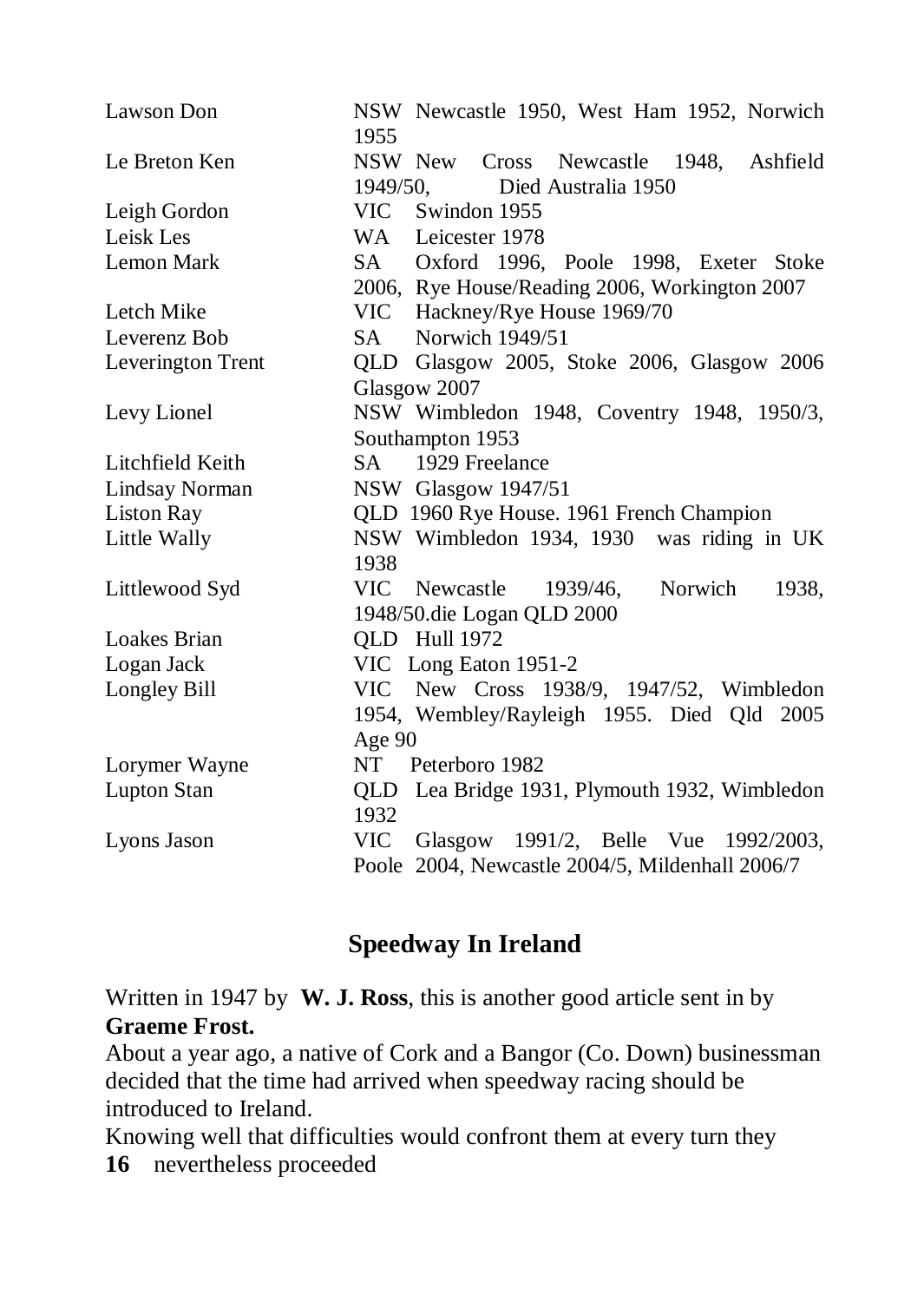| | |
|---|---|
| Lawson Don | NSW Newcastle 1950, West Ham 1952, Norwich 1955 |
| Le Breton Ken | NSW New Cross Newcastle 1948, Ashfield 1949/50, Died Australia 1950 |
| Leigh Gordon | VIC Swindon 1955 |
| Leisk Les | WA Leicester 1978 |
| Lemon Mark | SA Oxford 1996, Poole 1998, Exeter Stoke 2006, Rye House/Reading 2006, Workington 2007 |
| Letch Mike | VIC Hackney/Rye House 1969/70 |
| Leverenz Bob | SA Norwich 1949/51 |
| Leverington Trent | QLD Glasgow 2005, Stoke 2006, Glasgow 2006 Glasgow 2007 |
| Levy Lionel | NSW Wimbledon 1948, Coventry 1948, 1950/3, Southampton 1953 |
| Litchfield Keith | SA 1929 Freelance |
| Lindsay Norman | NSW Glasgow 1947/51 |
| Liston Ray | QLD 1960 Rye House. 1961 French Champion |
| Little Wally | NSW Wimbledon 1934, 1930 was riding in UK 1938 |
| Littlewood Syd | VIC Newcastle 1939/46, Norwich 1938, 1948/50.die Logan QLD 2000 |
| Loakes Brian | QLD Hull 1972 |
| Logan Jack | VIC Long Eaton 1951-2 |
| Longley Bill | VIC New Cross 1938/9, 1947/52, Wimbledon 1954, Wembley/Rayleigh 1955. Died Qld 2005 Age 90 |
| Lorymer Wayne | NT Peterboro 1982 |
| Lupton Stan | QLD Lea Bridge 1931, Plymouth 1932, Wimbledon 1932 |
| Lyons Jason | VIC Glasgow 1991/2, Belle Vue 1992/2003, Poole 2004, Newcastle 2004/5, Mildenhall 2006/7 |

## Speedway In Ireland

Written in 1947 by **W. J. Ross**, this is another good article sent in by **Graeme Frost.**

About a year ago, a native of Cork and a Bangor (Co. Down) businessman decided that the time had arrived when speedway racing should be introduced to Ireland.

Knowing well that difficulties would confront them at every turn they nevertheless proceeded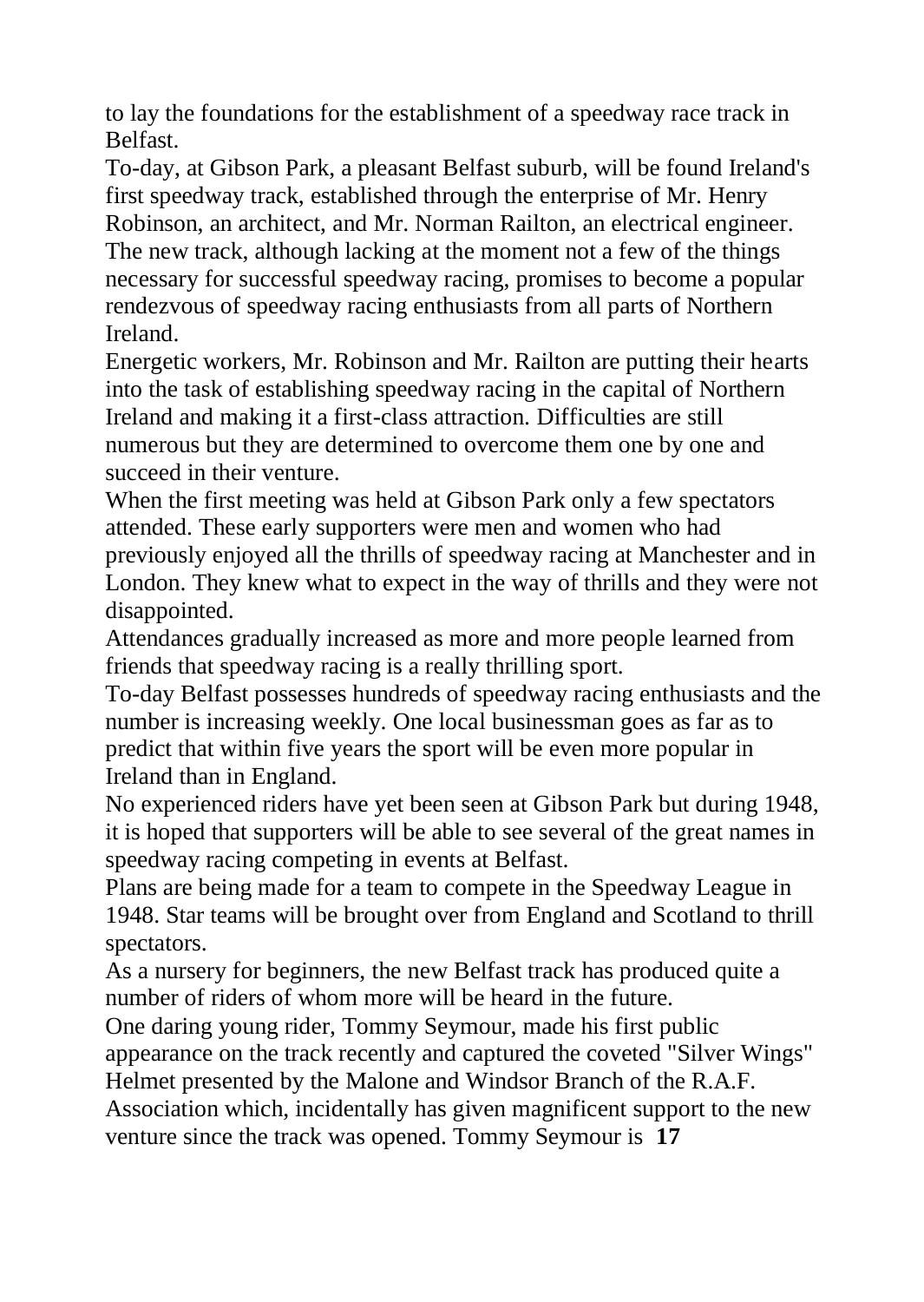to lay the foundations for the establishment of a speedway race track in Belfast.

To-day, at Gibson Park, a pleasant Belfast suburb, will be found Ireland's first speedway track, established through the enterprise of Mr. Henry Robinson, an architect, and Mr. Norman Railton, an electrical engineer. The new track, although lacking at the moment not a few of the things necessary for successful speedway racing, promises to become a popular rendezvous of speedway racing enthusiasts from all parts of Northern Ireland.

Energetic workers, Mr. Robinson and Mr. Railton are putting their hearts into the task of establishing speedway racing in the capital of Northern Ireland and making it a first-class attraction. Difficulties are still numerous but they are determined to overcome them one by one and succeed in their venture.

When the first meeting was held at Gibson Park only a few spectators attended. These early supporters were men and women who had previously enjoyed all the thrills of speedway racing at Manchester and in London. They knew what to expect in the way of thrills and they were not disappointed.

Attendances gradually increased as more and more people learned from friends that speedway racing is a really thrilling sport.

To-day Belfast possesses hundreds of speedway racing enthusiasts and the number is increasing weekly. One local businessman goes as far as to predict that within five years the sport will be even more popular in Ireland than in England.

No experienced riders have yet been seen at Gibson Park but during 1948, it is hoped that supporters will be able to see several of the great names in speedway racing competing in events at Belfast.

Plans are being made for a team to compete in the Speedway League in 1948. Star teams will be brought over from England and Scotland to thrill spectators.

As a nursery for beginners, the new Belfast track has produced quite a number of riders of whom more will be heard in the future.

One daring young rider, Tommy Seymour, made his first public appearance on the track recently and captured the coveted "Silver Wings" Helmet presented by the Malone and Windsor Branch of the R.A.F. Association which, incidentally has given magnificent support to the new venture since the track was opened. Tommy Seymour is **17**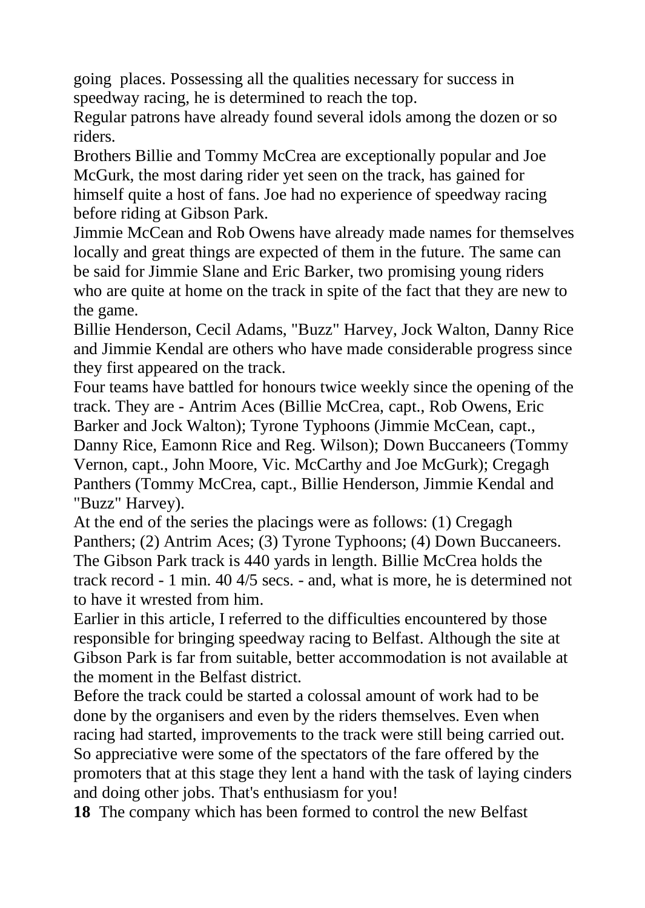going  places. Possessing all the qualities necessary for success in speedway racing, he is determined to reach the top.

Regular patrons have already found several idols among the dozen or so riders.

Brothers Billie and Tommy McCrea are exceptionally popular and Joe McGurk, the most daring rider yet seen on the track, has gained for himself quite a host of fans. Joe had no experience of speedway racing before riding at Gibson Park.

Jimmie McCean and Rob Owens have already made names for themselves locally and great things are expected of them in the future. The same can be said for Jimmie Slane and Eric Barker, two promising young riders who are quite at home on the track in spite of the fact that they are new to the game.

Billie Henderson, Cecil Adams, "Buzz" Harvey, Jock Walton, Danny Rice and Jimmie Kendal are others who have made considerable progress since they first appeared on the track.

Four teams have battled for honours twice weekly since the opening of the track. They are - Antrim Aces (Billie McCrea, capt., Rob Owens, Eric Barker and Jock Walton); Tyrone Typhoons (Jimmie McCean, capt., Danny Rice, Eamonn Rice and Reg. Wilson); Down Buccaneers (Tommy Vernon, capt., John Moore, Vic. McCarthy and Joe McGurk); Cregagh Panthers (Tommy McCrea, capt., Billie Henderson, Jimmie Kendal and "Buzz" Harvey).

At the end of the series the placings were as follows: (1) Cregagh Panthers; (2) Antrim Aces; (3) Tyrone Typhoons; (4) Down Buccaneers.

The Gibson Park track is 440 yards in length. Billie McCrea holds the track record - 1 min. 40 4/5 secs. - and, what is more, he is determined not to have it wrested from him.

Earlier in this article, I referred to the difficulties encountered by those responsible for bringing speedway racing to Belfast. Although the site at Gibson Park is far from suitable, better accommodation is not available at the moment in the Belfast district.

Before the track could be started a colossal amount of work had to be done by the organisers and even by the riders themselves. Even when racing had started, improvements to the track were still being carried out. So appreciative were some of the spectators of the fare offered by the promoters that at this stage they lent a hand with the task of laying cinders and doing other jobs. That's enthusiasm for you!

**18** The company which has been formed to control the new Belfast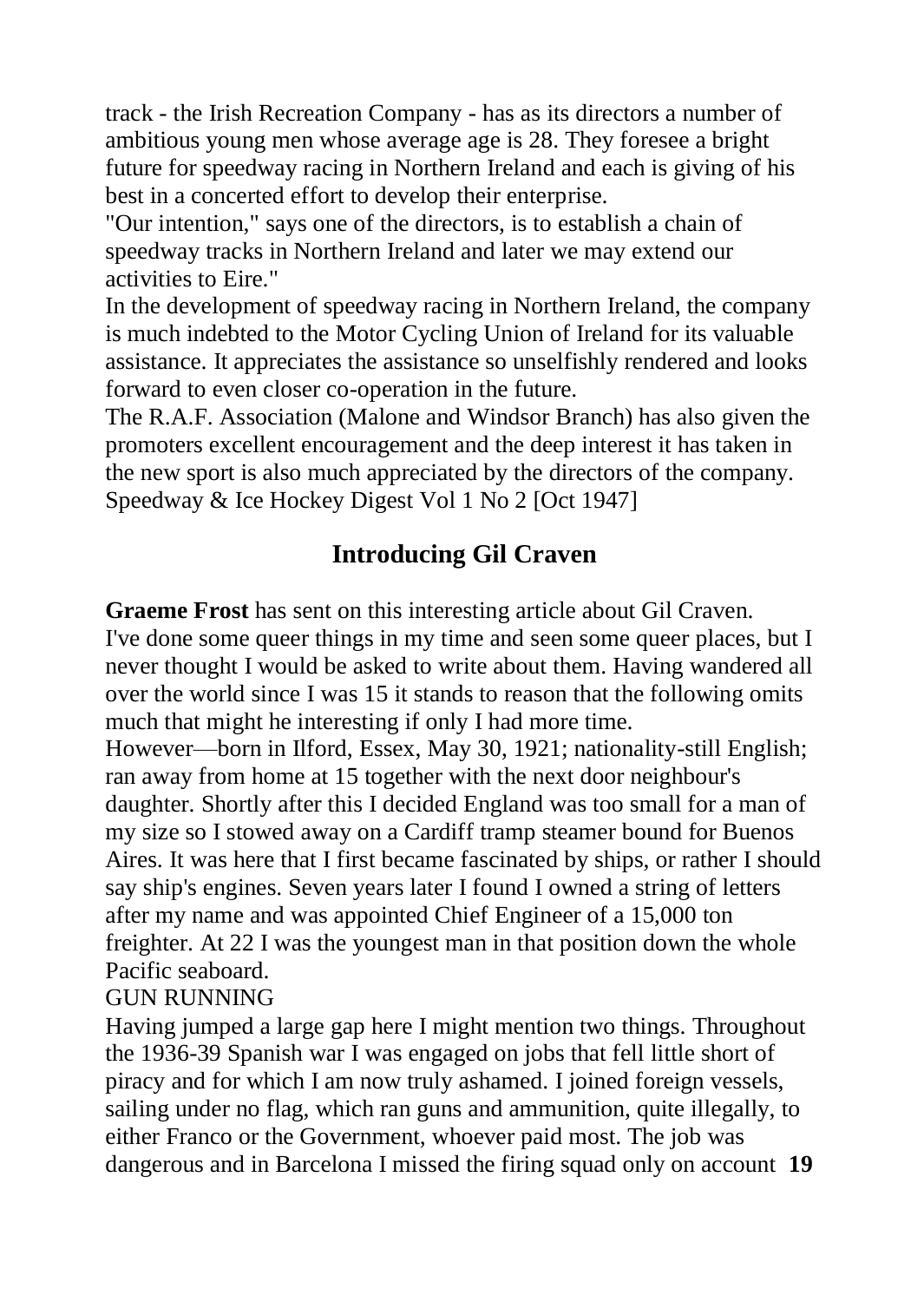track - the Irish Recreation Company - has as its directors a number of ambitious young men whose average age is 28. They foresee a bright future for speedway racing in Northern Ireland and each is giving of his best in a concerted effort to develop their enterprise.

"Our intention," says one of the directors, is to establish a chain of speedway tracks in Northern Ireland and later we may extend our activities to Eire."

In the development of speedway racing in Northern Ireland, the company is much indebted to the Motor Cycling Union of Ireland for its valuable assistance. It appreciates the assistance so unselfishly rendered and looks forward to even closer co-operation in the future.

The R.A.F. Association (Malone and Windsor Branch) has also given the promoters excellent encouragement and the deep interest it has taken in the new sport is also much appreciated by the directors of the company.

Speedway & Ice Hockey Digest Vol 1 No 2 [Oct 1947]

## Introducing Gil Craven

**Graeme Frost** has sent on this interesting article about Gil Craven.

I've done some queer things in my time and seen some queer places, but I never thought I would be asked to write about them. Having wandered all over the world since I was 15 it stands to reason that the following omits much that might he interesting if only I had more time.

However—born in Ilford, Essex, May 30, 1921; nationality-still English; ran away from home at 15 together with the next door neighbour's daughter. Shortly after this I decided England was too small for a man of my size so I stowed away on a Cardiff tramp steamer bound for Buenos Aires. It was here that I first became fascinated by ships, or rather I should say ship's engines. Seven years later I found I owned a string of letters after my name and was appointed Chief Engineer of a 15,000 ton freighter. At 22 I was the youngest man in that position down the whole Pacific seaboard.

GUN RUNNING

Having jumped a large gap here I might mention two things. Throughout the 1936-39 Spanish war I was engaged on jobs that fell little short of piracy and for which I am now truly ashamed. I joined foreign vessels, sailing under no flag, which ran guns and ammunition, quite illegally, to either Franco or the Government, whoever paid most. The job was dangerous and in Barcelona I missed the firing squad only on account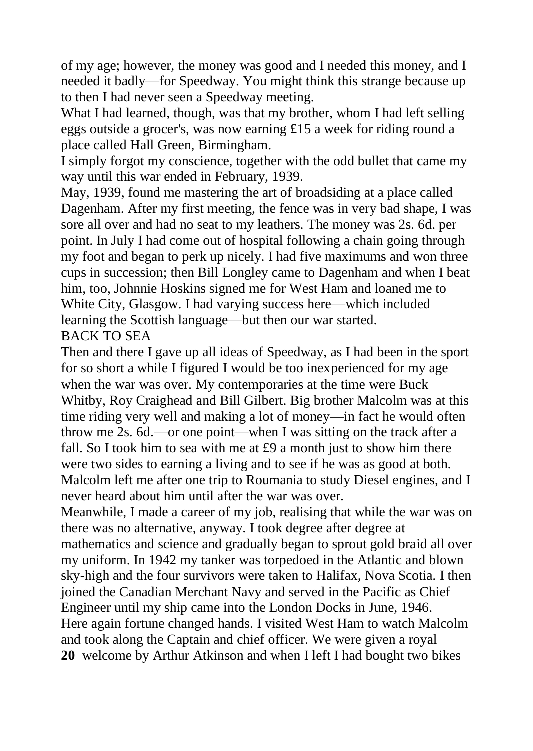of my age; however, the money was good and I needed this money, and I needed it badly—for Speedway. You might think this strange because up to then I had never seen a Speedway meeting.

What I had learned, though, was that my brother, whom I had left selling eggs outside a grocer's, was now earning £15 a week for riding round a place called Hall Green, Birmingham.

I simply forgot my conscience, together with the odd bullet that came my way until this war ended in February, 1939.

May, 1939, found me mastering the art of broadsiding at a place called Dagenham. After my first meeting, the fence was in very bad shape, I was sore all over and had no seat to my leathers. The money was 2s. 6d. per point. In July I had come out of hospital following a chain going through my foot and began to perk up nicely. I had five maximums and won three cups in succession; then Bill Longley came to Dagenham and when I beat him, too, Johnnie Hoskins signed me for West Ham and loaned me to White City, Glasgow. I had varying success here—which included learning the Scottish language—but then our war started.

## BACK TO SEA

Then and there I gave up all ideas of Speedway, as I had been in the sport for so short a while I figured I would be too inexperienced for my age when the war was over. My contemporaries at the time were Buck Whitby, Roy Craighead and Bill Gilbert. Big brother Malcolm was at this time riding very well and making a lot of money—in fact he would often throw me 2s. 6d.—or one point—when I was sitting on the track after a fall. So I took him to sea with me at £9 a month just to show him there were two sides to earning a living and to see if he was as good at both. Malcolm left me after one trip to Roumania to study Diesel engines, and I never heard about him until after the war was over.

Meanwhile, I made a career of my job, realising that while the war was on there was no alternative, anyway. I took degree after degree at mathematics and science and gradually began to sprout gold braid all over my uniform. In 1942 my tanker was torpedoed in the Atlantic and blown sky-high and the four survivors were taken to Halifax, Nova Scotia. I then joined the Canadian Merchant Navy and served in the Pacific as Chief Engineer until my ship came into the London Docks in June, 1946.

Here again fortune changed hands. I visited West Ham to watch Malcolm and took along the Captain and chief officer. We were given a royal welcome by Arthur Atkinson and when I left I had bought two bikes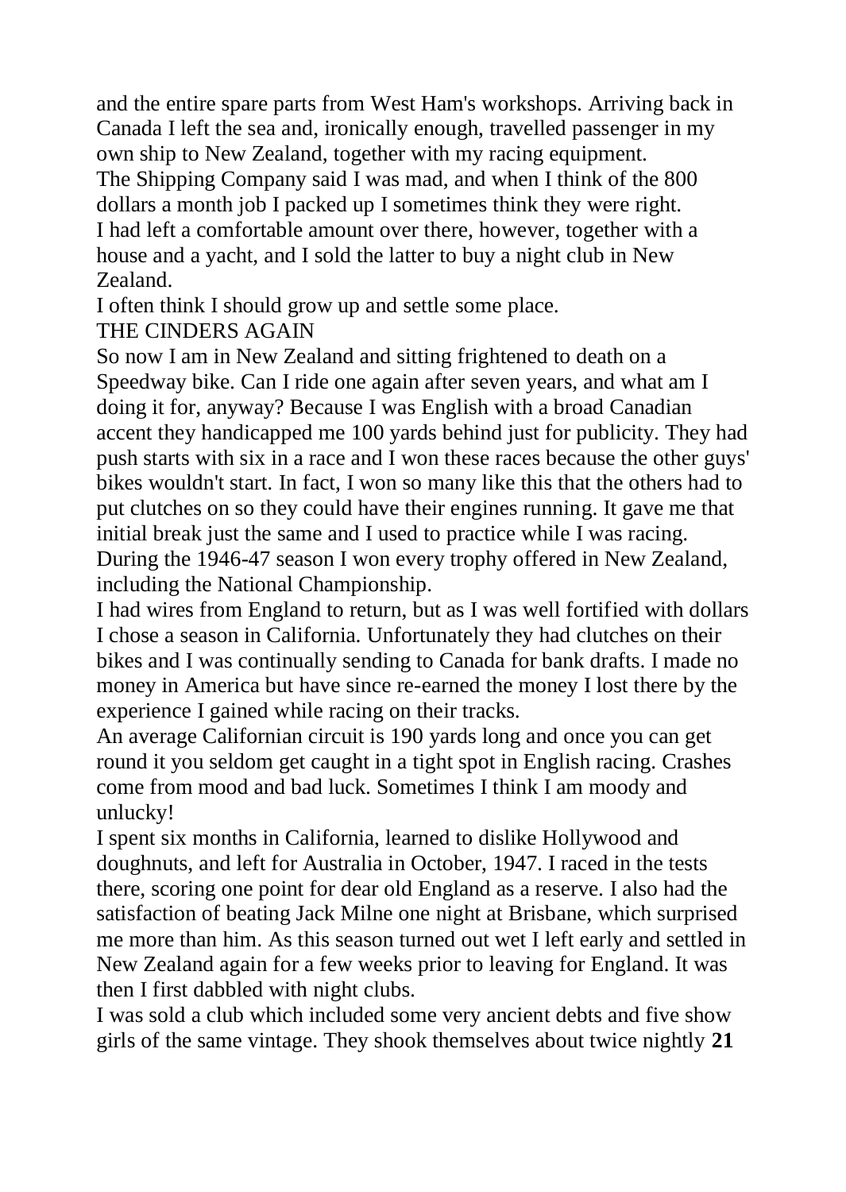and the entire spare parts from West Ham's workshops. Arriving back in Canada I left the sea and, ironically enough, travelled passenger in my own ship to New Zealand, together with my racing equipment.

The Shipping Company said I was mad, and when I think of the 800 dollars a month job I packed up I sometimes think they were right.

I had left a comfortable amount over there, however, together with a house and a yacht, and I sold the latter to buy a night club in New Zealand.

I often think I should grow up and settle some place.

## THE CINDERS AGAIN

So now I am in New Zealand and sitting frightened to death on a Speedway bike. Can I ride one again after seven years, and what am I doing it for, anyway? Because I was English with a broad Canadian accent they handicapped me 100 yards behind just for publicity. They had push starts with six in a race and I won these races because the other guys' bikes wouldn't start. In fact, I won so many like this that the others had to put clutches on so they could have their engines running. It gave me that initial break just the same and I used to practice while I was racing. During the 1946-47 season I won every trophy offered in New Zealand, including the National Championship.

I had wires from England to return, but as I was well fortified with dollars I chose a season in California. Unfortunately they had clutches on their bikes and I was continually sending to Canada for bank drafts. I made no money in America but have since re-earned the money I lost there by the experience I gained while racing on their tracks.

An average Californian circuit is 190 yards long and once you can get round it you seldom get caught in a tight spot in English racing. Crashes come from mood and bad luck. Sometimes I think I am moody and unlucky!

I spent six months in California, learned to dislike Hollywood and doughnuts, and left for Australia in October, 1947. I raced in the tests there, scoring one point for dear old England as a reserve. I also had the satisfaction of beating Jack Milne one night at Brisbane, which surprised me more than him. As this season turned out wet I left early and settled in New Zealand again for a few weeks prior to leaving for England. It was then I first dabbled with night clubs.

I was sold a club which included some very ancient debts and five show girls of the same vintage. They shook themselves about twice nightly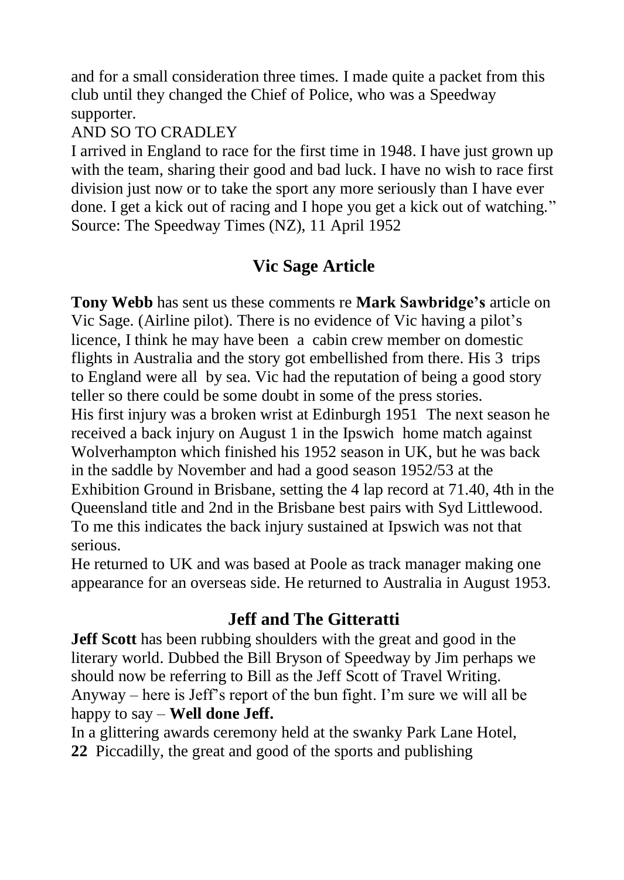and for a small consideration three times. I made quite a packet from this club until they changed the Chief of Police, who was a Speedway supporter.

AND SO TO CRADLEY

I arrived in England to race for the first time in 1948. I have just grown up with the team, sharing their good and bad luck. I have no wish to race first division just now or to take the sport any more seriously than I have ever done. I get a kick out of racing and I hope you get a kick out of watching."

Source: The Speedway Times (NZ), 11 April 1952

## Vic Sage Article

**Tony Webb** has sent us these comments re **Mark Sawbridge's** article on Vic Sage. (Airline pilot). There is no evidence of Vic having a pilot's licence, I think he may have been a cabin crew member on domestic flights in Australia and the story got embellished from there. His 3 trips to England were all by sea. Vic had the reputation of being a good story teller so there could be some doubt in some of the press stories.

His first injury was a broken wrist at Edinburgh 1951 The next season he received a back injury on August 1 in the Ipswich home match against Wolverhampton which finished his 1952 season in UK, but he was back in the saddle by November and had a good season 1952/53 at the Exhibition Ground in Brisbane, setting the 4 lap record at 71.40, 4th in the Queensland title and 2nd in the Brisbane best pairs with Syd Littlewood. To me this indicates the back injury sustained at Ipswich was not that serious.

He returned to UK and was based at Poole as track manager making one appearance for an overseas side. He returned to Australia in August 1953.

## Jeff and The Gitteratti

**Jeff Scott** has been rubbing shoulders with the great and good in the literary world. Dubbed the Bill Bryson of Speedway by Jim perhaps we should now be referring to Bill as the Jeff Scott of Travel Writing. Anyway – here is Jeff's report of the bun fight. I'm sure we will all be happy to say – **Well done Jeff.**

In a glittering awards ceremony held at the swanky Park Lane Hotel, Piccadilly, the great and good of the sports and publishing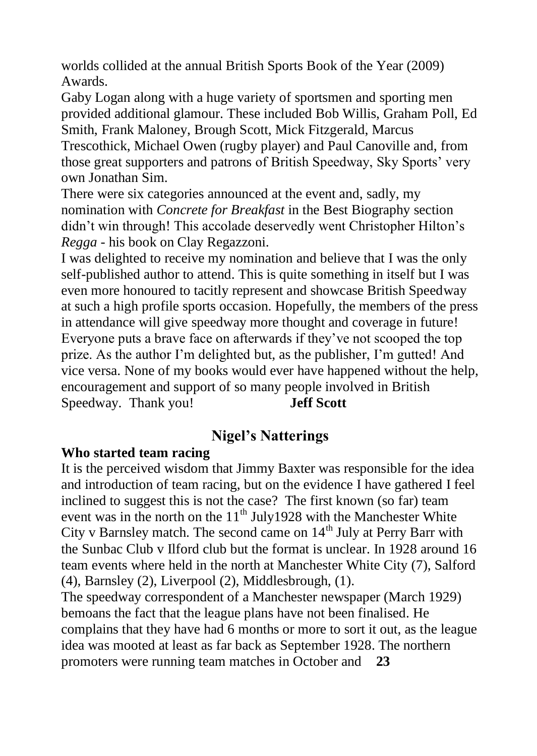worlds collided at the annual British Sports Book of the Year (2009) Awards.

Gaby Logan along with a huge variety of sportsmen and sporting men provided additional glamour. These included Bob Willis, Graham Poll, Ed Smith, Frank Maloney, Brough Scott, Mick Fitzgerald, Marcus Trescothick, Michael Owen (rugby player) and Paul Canoville and, from those great supporters and patrons of British Speedway, Sky Sports' very own Jonathan Sim.

There were six categories announced at the event and, sadly, my nomination with *Concrete for Breakfast* in the Best Biography section didn't win through! This accolade deservedly went Christopher Hilton's *Regga* - his book on Clay Regazzoni.

I was delighted to receive my nomination and believe that I was the only self-published author to attend. This is quite something in itself but I was even more honoured to tacitly represent and showcase British Speedway at such a high profile sports occasion. Hopefully, the members of the press in attendance will give speedway more thought and coverage in future! Everyone puts a brave face on afterwards if they've not scooped the top prize. As the author I'm delighted but, as the publisher, I'm gutted! And vice versa. None of my books would ever have happened without the help, encouragement and support of so many people involved in British Speedway. Thank you! **Jeff Scott**

## Nigel's Natterings

**Who started team racing**

It is the perceived wisdom that Jimmy Baxter was responsible for the idea and introduction of team racing, but on the evidence I have gathered I feel inclined to suggest this is not the case? The first known (so far) team event was in the north on the 11th July1928 with the Manchester White City v Barnsley match. The second came on 14th July at Perry Barr with the Sunbac Club v Ilford club but the format is unclear. In 1928 around 16 team events where held in the north at Manchester White City (7), Salford (4), Barnsley (2), Liverpool (2), Middlesbrough, (1).

The speedway correspondent of a Manchester newspaper (March 1929) bemoans the fact that the league plans have not been finalised. He complains that they have had 6 months or more to sort it out, as the league idea was mooted at least as far back as September 1928. The northern promoters were running team matches in October and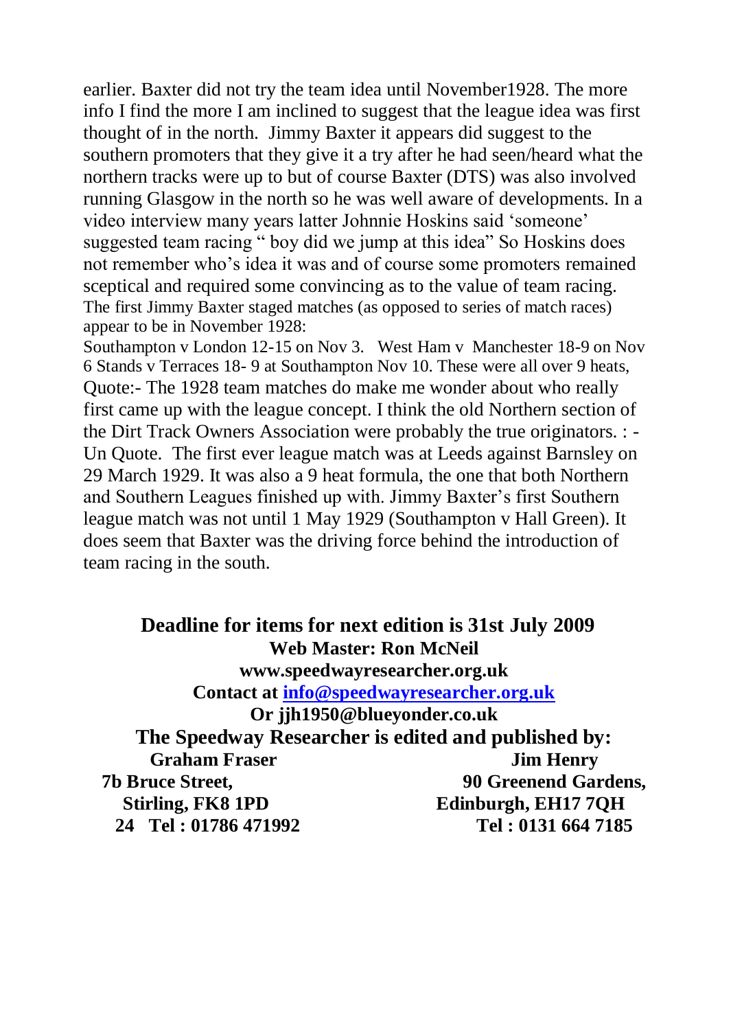earlier. Baxter did not try the team idea until November1928. The more info I find the more I am inclined to suggest that the league idea was first thought of in the north. Jimmy Baxter it appears did suggest to the southern promoters that they give it a try after he had seen/heard what the northern tracks were up to but of course Baxter (DTS) was also involved running Glasgow in the north so he was well aware of developments. In a video interview many years latter Johnnie Hoskins said 'someone' suggested team racing " boy did we jump at this idea" So Hoskins does not remember who's idea it was and of course some promoters remained sceptical and required some convincing as to the value of team racing. The first Jimmy Baxter staged matches (as opposed to series of match races) appear to be in November 1928:

Southampton v London 12-15 on Nov 3. West Ham v Manchester 18-9 on Nov 6 Stands v Terraces 18- 9 at Southampton Nov 10. These were all over 9 heats, Quote:- The 1928 team matches do make me wonder about who really first came up with the league concept. I think the old Northern section of the Dirt Track Owners Association were probably the true originators. : - Un Quote. The first ever league match was at Leeds against Barnsley on 29 March 1929. It was also a 9 heat formula, the one that both Northern and Southern Leagues finished up with. Jimmy Baxter's first Southern league match was not until 1 May 1929 (Southampton v Hall Green). It does seem that Baxter was the driving force behind the introduction of team racing in the south.

**Deadline for items for next edition is 31st July 2009**

**Web Master: Ron McNeil**

**www.speedwayresearcher.org.uk**

**Contact at info@speedwayresearcher.org.uk**

**Or jjh1950@blueyonder.co.uk**

**The Speedway Researcher is edited and published by:**

**Graham Fraser**
**7b Bruce Street,**
**Stirling, FK8 1PD**
**Tel : 01786 471992**

**Jim Henry**
**90 Greenend Gardens,**
**Edinburgh, EH17 7QH**
**Tel : 0131 664 7185**